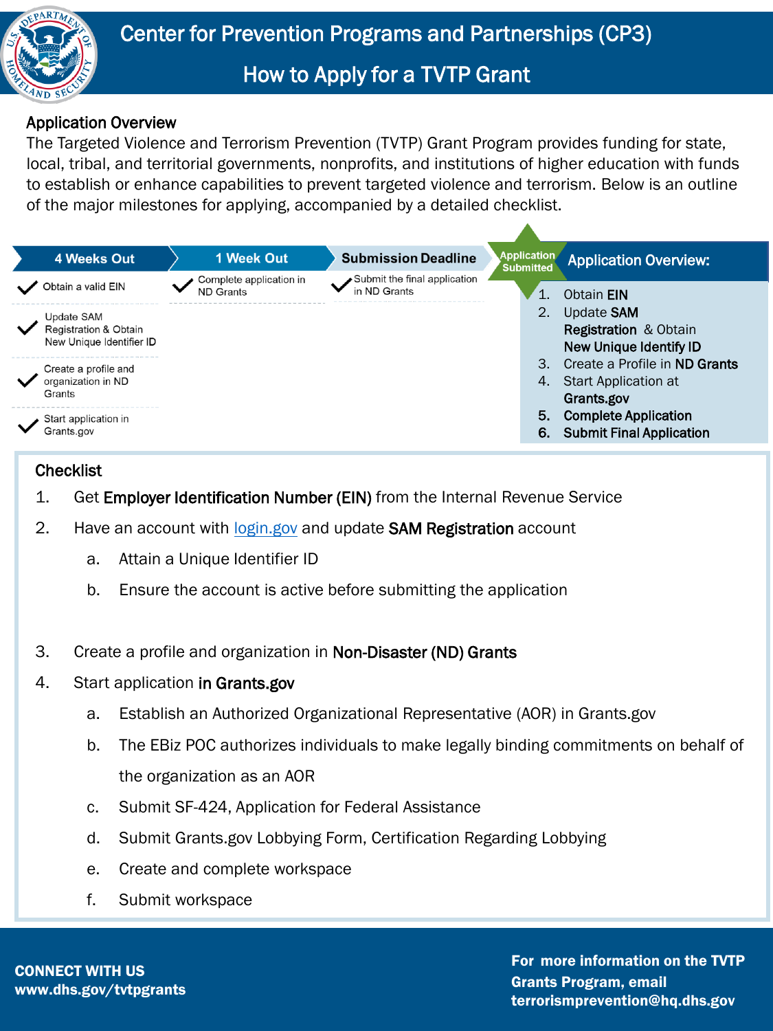# Center for Prevention Programs and Partnerships (CP3)

## How to Apply for a TVTP Grant

### Application Overview

The Targeted Violence and Terrorism Prevention (TVTP) Grant Program provides funding for state, local, tribal, and territorial governments, nonprofits, and institutions of higher education with funds to establish or enhance capabilities to prevent targeted violence and terrorism. Below is an outline of the major milestones for applying, accompanied by a detailed checklist.

| 4 Weeks Out | 1 Week Out | Submission Deadline | Application Submitted |
|---|---|---|---|
| ✓ Obtain a valid EIN | ✓ Complete application in ND Grants | ✓ Submit the final application in ND Grants | |
| ✓ Update SAM Registration & Obtain New Unique Identifier ID | | | |
| ✓ Create a profile and organization in ND Grants | | | |
| ✓ Start application in Grants.gov | | | |

**Application Overview:**

1. Obtain **EIN**
2. Update **SAM Registration** & Obtain **New Unique Identify ID**
3. Create a Profile in **ND Grants**
4. Start Application at **Grants.gov**
5. **Complete Application**
6. **Submit Final Application**

### Checklist

1. Get **Employer Identification Number (EIN)** from the Internal Revenue Service
2. Have an account with [login.gov](login.gov) and update **SAM Registration** account
   a. Attain a Unique Identifier ID
   b. Ensure the account is active before submitting the application
3. Create a profile and organization in **Non-Disaster (ND) Grants**
4. Start application **in Grants.gov**
   a. Establish an Authorized Organizational Representative (AOR) in Grants.gov
   b. The EBiz POC authorizes individuals to make legally binding commitments on behalf of the organization as an AOR
   c. Submit SF-424, Application for Federal Assistance
   d. Submit Grants.gov Lobbying Form, Certification Regarding Lobbying
   e. Create and complete workspace
   f. Submit workspace

**CONNECT WITH US**
**www.dhs.gov/tvtpgrants**

**For more information on the TVTP Grants Program, email terrorismprevention@hq.dhs.gov**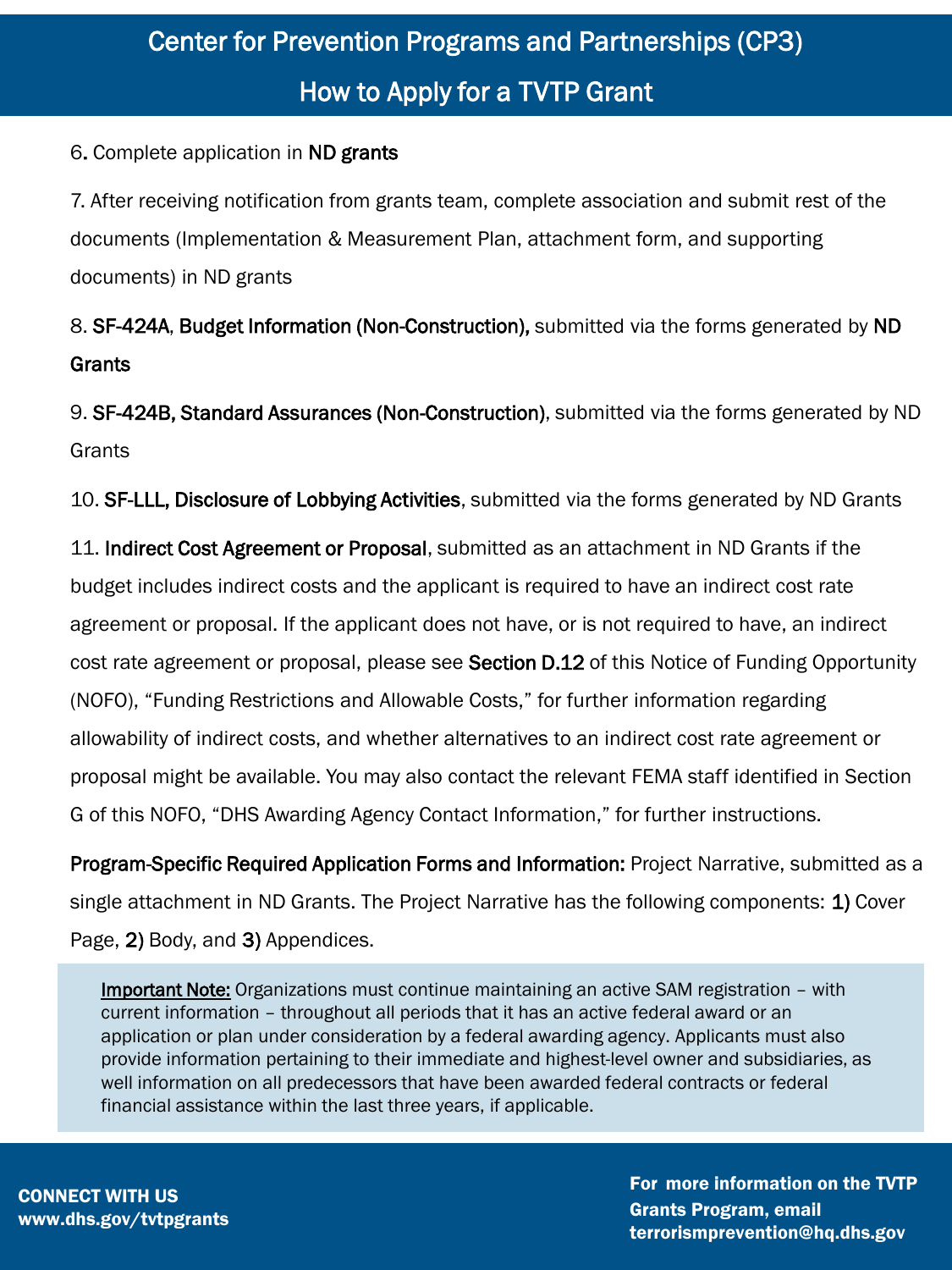# Center for Prevention Programs and Partnerships (CP3)

## How to Apply for a TVTP Grant

6. Complete application in **ND grants**

7. After receiving notification from grants team, complete association and submit rest of the documents (Implementation & Measurement Plan, attachment form, and supporting documents) in ND grants

8. **SF-424A**, **Budget Information (Non-Construction),** submitted via the forms generated by **ND Grants**

9. **SF-424B, Standard Assurances (Non-Construction)**, submitted via the forms generated by ND Grants

10. **SF-LLL, Disclosure of Lobbying Activities**, submitted via the forms generated by ND Grants

11. **Indirect Cost Agreement or Proposal**, submitted as an attachment in ND Grants if the budget includes indirect costs and the applicant is required to have an indirect cost rate agreement or proposal. If the applicant does not have, or is not required to have, an indirect cost rate agreement or proposal, please see **Section D.12** of this Notice of Funding Opportunity (NOFO), "Funding Restrictions and Allowable Costs," for further information regarding allowability of indirect costs, and whether alternatives to an indirect cost rate agreement or proposal might be available. You may also contact the relevant FEMA staff identified in Section G of this NOFO, "DHS Awarding Agency Contact Information," for further instructions.

**Program-Specific Required Application Forms and Information:** Project Narrative, submitted as a single attachment in ND Grants. The Project Narrative has the following components: **1)** Cover Page, **2)** Body, and **3)** Appendices.

**Important Note:** Organizations must continue maintaining an active SAM registration – with current information – throughout all periods that it has an active federal award or an application or plan under consideration by a federal awarding agency. Applicants must also provide information pertaining to their immediate and highest-level owner and subsidiaries, as well information on all predecessors that have been awarded federal contracts or federal financial assistance within the last three years, if applicable.

**CONNECT WITH US**
**www.dhs.gov/tvtpgrants**

**For more information on the TVTP Grants Program, email terrorismprevention@hq.dhs.gov**